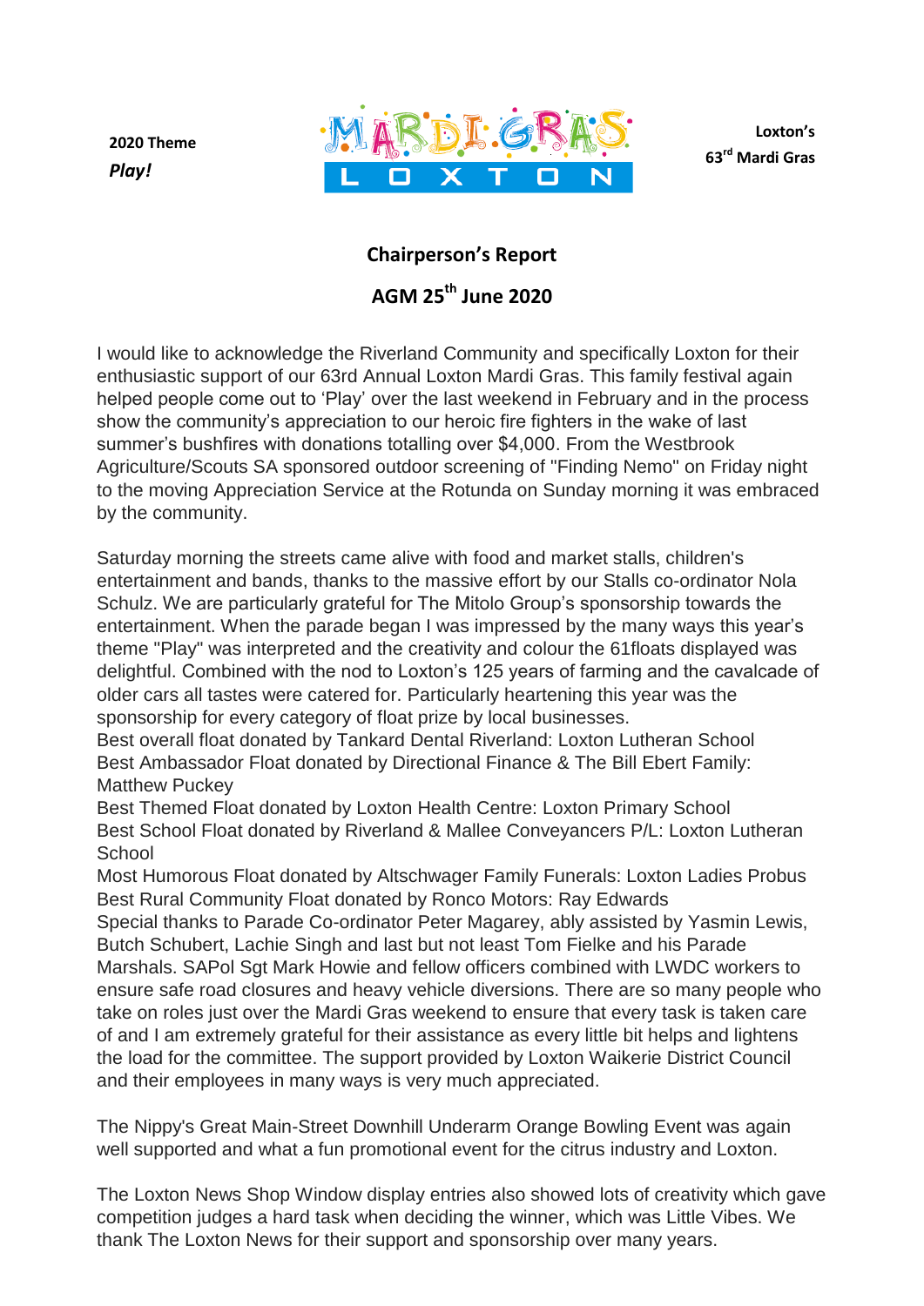**2020 Theme**
***Play!***

MARDI GRAS LOXTON

**Loxton's 63rd Mardi Gras**

## Chairperson's Report

## AGM 25th June 2020

I would like to acknowledge the Riverland Community and specifically Loxton for their enthusiastic support of our 63rd Annual Loxton Mardi Gras. This family festival again helped people come out to 'Play' over the last weekend in February and in the process show the community's appreciation to our heroic fire fighters in the wake of last summer's bushfires with donations totalling over $4,000. From the Westbrook Agriculture/Scouts SA sponsored outdoor screening of "Finding Nemo" on Friday night to the moving Appreciation Service at the Rotunda on Sunday morning it was embraced by the community.

Saturday morning the streets came alive with food and market stalls, children's entertainment and bands, thanks to the massive effort by our Stalls co-ordinator Nola Schulz. We are particularly grateful for The Mitolo Group's sponsorship towards the entertainment. When the parade began I was impressed by the many ways this year's theme "Play" was interpreted and the creativity and colour the 61floats displayed was delightful. Combined with the nod to Loxton's 125 years of farming and the cavalcade of older cars all tastes were catered for. Particularly heartening this year was the sponsorship for every category of float prize by local businesses.
Best overall float donated by Tankard Dental Riverland: Loxton Lutheran School
Best Ambassador Float donated by Directional Finance & The Bill Ebert Family: Matthew Puckey
Best Themed Float donated by Loxton Health Centre: Loxton Primary School
Best School Float donated by Riverland & Mallee Conveyancers P/L: Loxton Lutheran School
Most Humorous Float donated by Altschwager Family Funerals: Loxton Ladies Probus
Best Rural Community Float donated by Ronco Motors: Ray Edwards
Special thanks to Parade Co-ordinator Peter Magarey, ably assisted by Yasmin Lewis, Butch Schubert, Lachie Singh and last but not least Tom Fielke and his Parade Marshals. SAPol Sgt Mark Howie and fellow officers combined with LWDC workers to ensure safe road closures and heavy vehicle diversions. There are so many people who take on roles just over the Mardi Gras weekend to ensure that every task is taken care of and I am extremely grateful for their assistance as every little bit helps and lightens the load for the committee. The support provided by Loxton Waikerie District Council and their employees in many ways is very much appreciated.

The Nippy's Great Main-Street Downhill Underarm Orange Bowling Event was again well supported and what a fun promotional event for the citrus industry and Loxton.

The Loxton News Shop Window display entries also showed lots of creativity which gave competition judges a hard task when deciding the winner, which was Little Vibes. We thank The Loxton News for their support and sponsorship over many years.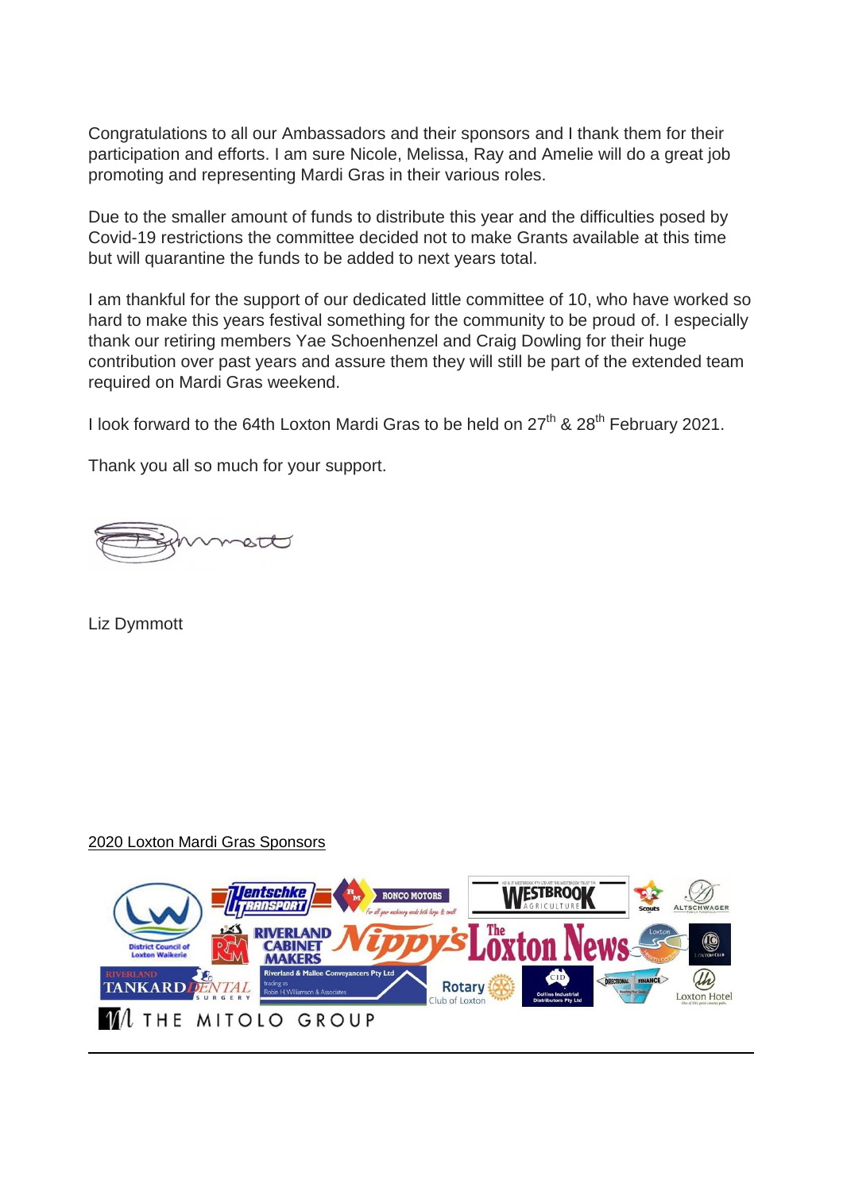Congratulations to all our Ambassadors and their sponsors and I thank them for their participation and efforts. I am sure Nicole, Melissa, Ray and Amelie will do a great job promoting and representing Mardi Gras in their various roles.

Due to the smaller amount of funds to distribute this year and the difficulties posed by Covid-19 restrictions the committee decided not to make Grants available at this time but will quarantine the funds to be added to next years total.

I am thankful for the support of our dedicated little committee of 10, who have worked so hard to make this years festival something for the community to be proud of. I especially thank our retiring members Yae Schoenhenzel and Craig Dowling for their huge contribution over past years and assure them they will still be part of the extended team required on Mardi Gras weekend.

I look forward to the 64th Loxton Mardi Gras to be held on 27th & 28th February 2021.

Thank you all so much for your support.

Liz Dymmott

2020 Loxton Mardi Gras Sponsors